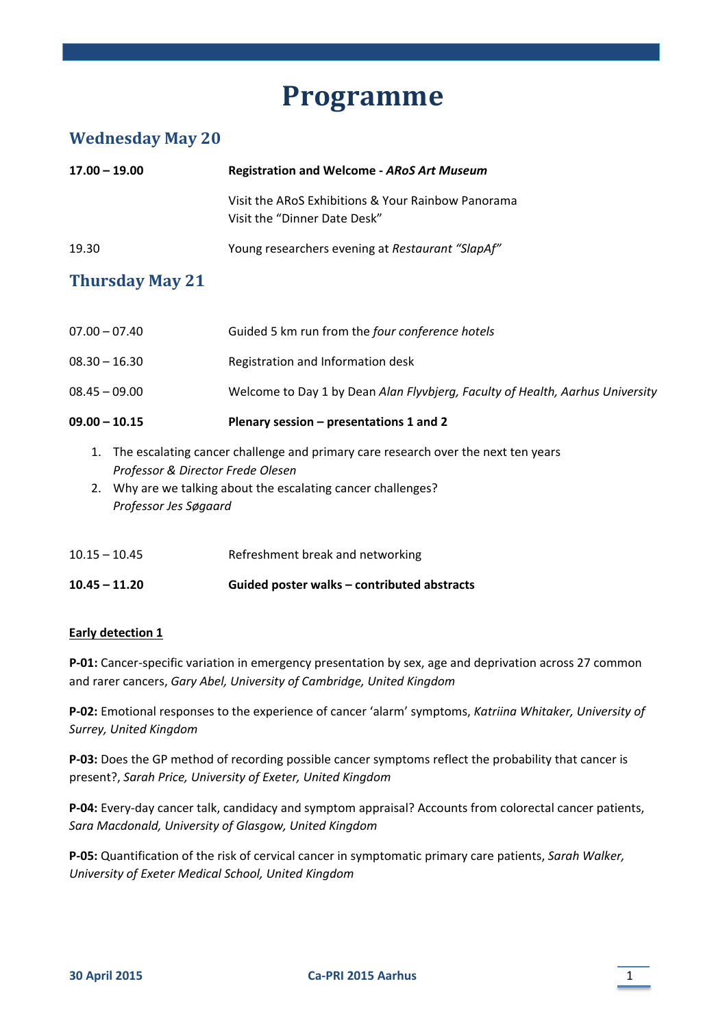# Programme

## Wednesday May 20

**17.00 – 19.00** **Registration and Welcome - *ARoS Art Museum***

Visit the ARoS Exhibitions & Your Rainbow Panorama
Visit the "Dinner Date Desk"

19.30 Young researchers evening at *Restaurant "SlapAf"*

## Thursday May 21

07.00 – 07.40 Guided 5 km run from the *four conference hotels*

08.30 – 16.30 Registration and Information desk

08.45 – 09.00 Welcome to Day 1 by Dean *Alan Flyvbjerg, Faculty of Health, Aarhus University*

**09.00 – 10.15** **Plenary session – presentations 1 and 2**

1. The escalating cancer challenge and primary care research over the next ten years
   *Professor & Director Frede Olesen*
2. Why are we talking about the escalating cancer challenges?
   *Professor Jes Søgaard*

10.15 – 10.45 Refreshment break and networking

**10.45 – 11.20** **Guided poster walks – contributed abstracts**

**Early detection 1**

**P-01:** Cancer-specific variation in emergency presentation by sex, age and deprivation across 27 common and rarer cancers, *Gary Abel, University of Cambridge, United Kingdom*

**P-02:** Emotional responses to the experience of cancer 'alarm' symptoms, *Katriina Whitaker, University of Surrey, United Kingdom*

**P-03:** Does the GP method of recording possible cancer symptoms reflect the probability that cancer is present?, *Sarah Price, University of Exeter, United Kingdom*

**P-04:** Every-day cancer talk, candidacy and symptom appraisal? Accounts from colorectal cancer patients, *Sara Macdonald, University of Glasgow, United Kingdom*

**P-05:** Quantification of the risk of cervical cancer in symptomatic primary care patients, *Sarah Walker, University of Exeter Medical School, United Kingdom*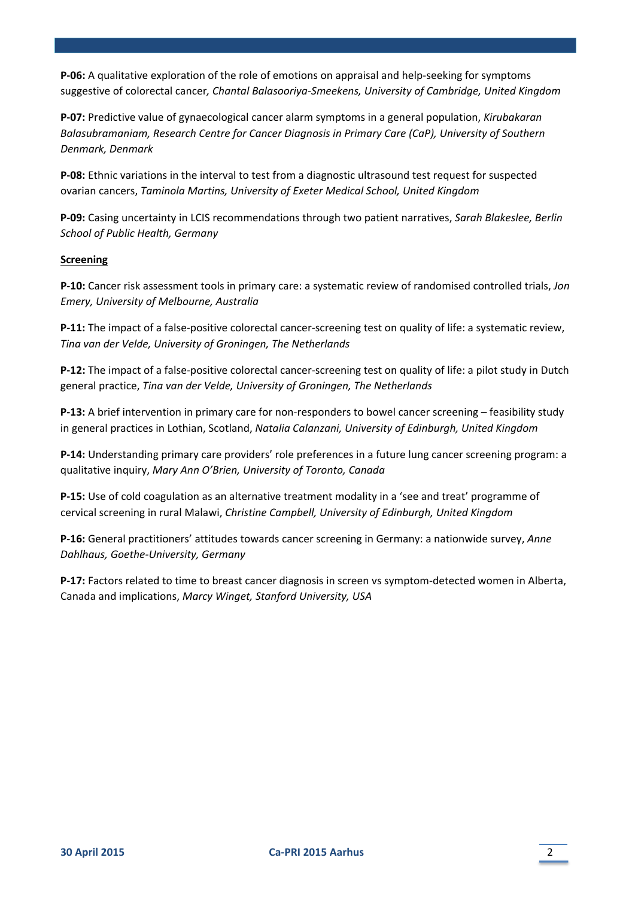**P-06:** A qualitative exploration of the role of emotions on appraisal and help-seeking for symptoms suggestive of colorectal cancer*, Chantal Balasooriya-Smeekens, University of Cambridge, United Kingdom*

**P-07:** Predictive value of gynaecological cancer alarm symptoms in a general population, *Kirubakaran Balasubramaniam, Research Centre for Cancer Diagnosis in Primary Care (CaP), University of Southern Denmark, Denmark*

**P-08:** Ethnic variations in the interval to test from a diagnostic ultrasound test request for suspected ovarian cancers, *Taminola Martins, University of Exeter Medical School, United Kingdom*

**P-09:** Casing uncertainty in LCIS recommendations through two patient narratives, *Sarah Blakeslee, Berlin School of Public Health, Germany*

**Screening**

**P-10:** Cancer risk assessment tools in primary care: a systematic review of randomised controlled trials, *Jon Emery, University of Melbourne, Australia*

**P-11:** The impact of a false-positive colorectal cancer-screening test on quality of life: a systematic review, *Tina van der Velde, University of Groningen, The Netherlands*

**P-12:** The impact of a false-positive colorectal cancer-screening test on quality of life: a pilot study in Dutch general practice, *Tina van der Velde, University of Groningen, The Netherlands*

**P-13:** A brief intervention in primary care for non-responders to bowel cancer screening – feasibility study in general practices in Lothian, Scotland, *Natalia Calanzani, University of Edinburgh, United Kingdom*

**P-14:** Understanding primary care providers' role preferences in a future lung cancer screening program: a qualitative inquiry, *Mary Ann O'Brien, University of Toronto, Canada*

**P-15:** Use of cold coagulation as an alternative treatment modality in a 'see and treat' programme of cervical screening in rural Malawi, *Christine Campbell, University of Edinburgh, United Kingdom*

**P-16:** General practitioners' attitudes towards cancer screening in Germany: a nationwide survey, *Anne Dahlhaus, Goethe-University, Germany*

**P-17:** Factors related to time to breast cancer diagnosis in screen vs symptom-detected women in Alberta, Canada and implications, *Marcy Winget, Stanford University, USA*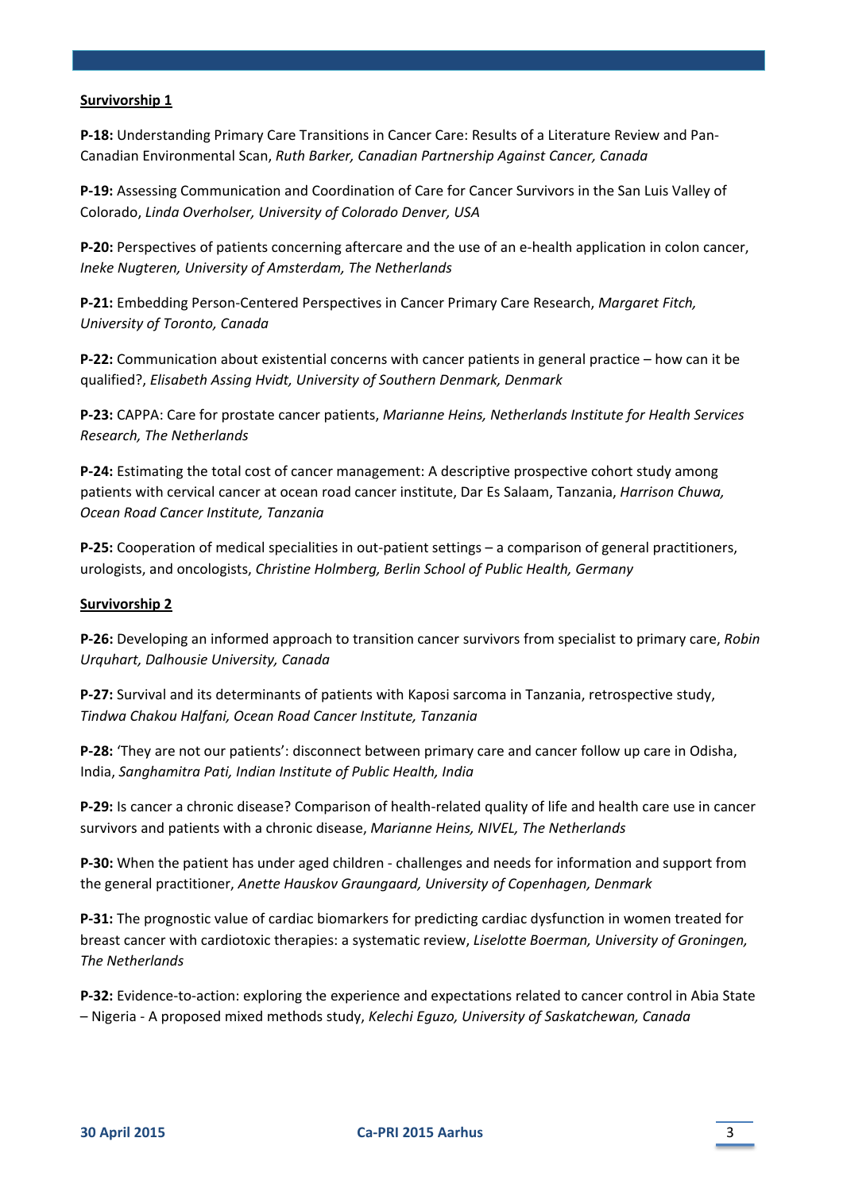**Survivorship 1**

**P-18:** Understanding Primary Care Transitions in Cancer Care: Results of a Literature Review and Pan-Canadian Environmental Scan, *Ruth Barker, Canadian Partnership Against Cancer, Canada*

**P-19:** Assessing Communication and Coordination of Care for Cancer Survivors in the San Luis Valley of Colorado, *Linda Overholser, University of Colorado Denver, USA*

**P-20:** Perspectives of patients concerning aftercare and the use of an e-health application in colon cancer, *Ineke Nugteren, University of Amsterdam, The Netherlands*

**P-21:** Embedding Person-Centered Perspectives in Cancer Primary Care Research, *Margaret Fitch, University of Toronto, Canada*

**P-22:** Communication about existential concerns with cancer patients in general practice – how can it be qualified?, *Elisabeth Assing Hvidt, University of Southern Denmark, Denmark*

**P-23:** CAPPA: Care for prostate cancer patients, *Marianne Heins, Netherlands Institute for Health Services Research, The Netherlands*

**P-24:** Estimating the total cost of cancer management: A descriptive prospective cohort study among patients with cervical cancer at ocean road cancer institute, Dar Es Salaam, Tanzania, *Harrison Chuwa, Ocean Road Cancer Institute, Tanzania*

**P-25:** Cooperation of medical specialities in out-patient settings – a comparison of general practitioners, urologists, and oncologists, *Christine Holmberg, Berlin School of Public Health, Germany*

**Survivorship 2**

**P-26:** Developing an informed approach to transition cancer survivors from specialist to primary care, *Robin Urquhart, Dalhousie University, Canada*

**P-27:** Survival and its determinants of patients with Kaposi sarcoma in Tanzania, retrospective study, *Tindwa Chakou Halfani, Ocean Road Cancer Institute, Tanzania*

**P-28:** 'They are not our patients': disconnect between primary care and cancer follow up care in Odisha, India, *Sanghamitra Pati, Indian Institute of Public Health, India*

**P-29:** Is cancer a chronic disease? Comparison of health-related quality of life and health care use in cancer survivors and patients with a chronic disease, *Marianne Heins, NIVEL, The Netherlands*

**P-30:** When the patient has under aged children - challenges and needs for information and support from the general practitioner, *Anette Hauskov Graungaard, University of Copenhagen, Denmark*

**P-31:** The prognostic value of cardiac biomarkers for predicting cardiac dysfunction in women treated for breast cancer with cardiotoxic therapies: a systematic review, *Liselotte Boerman, University of Groningen, The Netherlands*

**P-32:** Evidence-to-action: exploring the experience and expectations related to cancer control in Abia State – Nigeria - A proposed mixed methods study, *Kelechi Eguzo, University of Saskatchewan, Canada*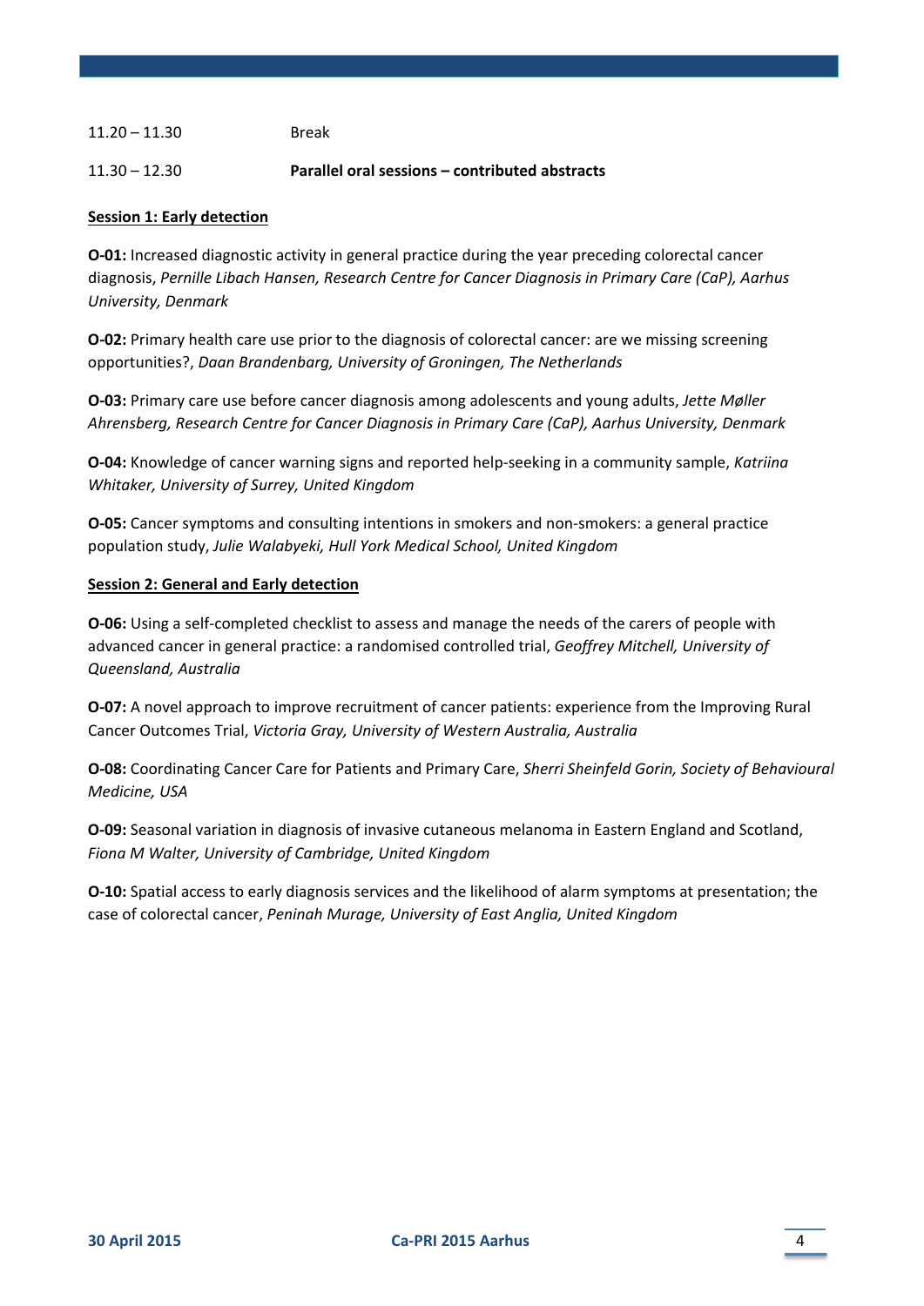11.20 – 11.30 Break

11.30 – 12.30 **Parallel oral sessions – contributed abstracts**

**Session 1: Early detection**

**O-01:** Increased diagnostic activity in general practice during the year preceding colorectal cancer diagnosis, *Pernille Libach Hansen, Research Centre for Cancer Diagnosis in Primary Care (CaP), Aarhus University, Denmark*

**O-02:** Primary health care use prior to the diagnosis of colorectal cancer: are we missing screening opportunities?, *Daan Brandenbarg, University of Groningen, The Netherlands*

**O-03:** Primary care use before cancer diagnosis among adolescents and young adults, *Jette Møller Ahrensberg, Research Centre for Cancer Diagnosis in Primary Care (CaP), Aarhus University, Denmark*

**O-04:** Knowledge of cancer warning signs and reported help-seeking in a community sample, *Katriina Whitaker, University of Surrey, United Kingdom*

**O-05:** Cancer symptoms and consulting intentions in smokers and non-smokers: a general practice population study, *Julie Walabyeki, Hull York Medical School, United Kingdom*

**Session 2: General and Early detection**

**O-06:** Using a self-completed checklist to assess and manage the needs of the carers of people with advanced cancer in general practice: a randomised controlled trial, *Geoffrey Mitchell, University of Queensland, Australia*

**O-07:** A novel approach to improve recruitment of cancer patients: experience from the Improving Rural Cancer Outcomes Trial, *Victoria Gray, University of Western Australia, Australia*

**O-08:** Coordinating Cancer Care for Patients and Primary Care, *Sherri Sheinfeld Gorin, Society of Behavioural Medicine, USA*

**O-09:** Seasonal variation in diagnosis of invasive cutaneous melanoma in Eastern England and Scotland, *Fiona M Walter, University of Cambridge, United Kingdom*

**O-10:** Spatial access to early diagnosis services and the likelihood of alarm symptoms at presentation; the case of colorectal cancer, *Peninah Murage, University of East Anglia, United Kingdom*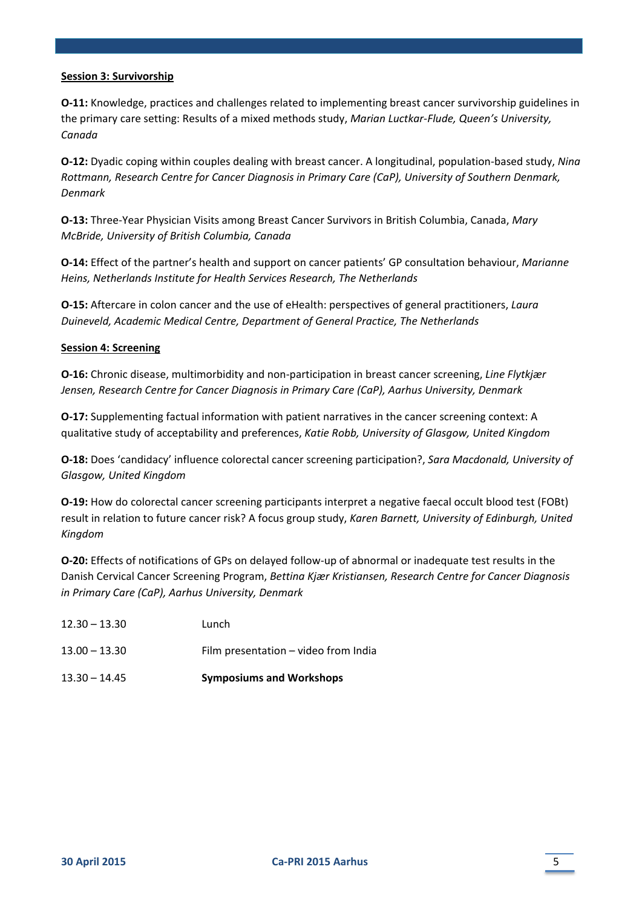## Session 3: Survivorship

**O-11:** Knowledge, practices and challenges related to implementing breast cancer survivorship guidelines in the primary care setting: Results of a mixed methods study, *Marian Luctkar-Flude, Queen's University, Canada*

**O-12:** Dyadic coping within couples dealing with breast cancer. A longitudinal, population-based study, *Nina Rottmann, Research Centre for Cancer Diagnosis in Primary Care (CaP), University of Southern Denmark, Denmark*

**O-13:** Three-Year Physician Visits among Breast Cancer Survivors in British Columbia, Canada, *Mary McBride, University of British Columbia, Canada*

**O-14:** Effect of the partner's health and support on cancer patients' GP consultation behaviour, *Marianne Heins, Netherlands Institute for Health Services Research, The Netherlands*

**O-15:** Aftercare in colon cancer and the use of eHealth: perspectives of general practitioners, *Laura Duineveld, Academic Medical Centre, Department of General Practice, The Netherlands*

## Session 4: Screening

**O-16:** Chronic disease, multimorbidity and non-participation in breast cancer screening, *Line Flytkjær Jensen, Research Centre for Cancer Diagnosis in Primary Care (CaP), Aarhus University, Denmark*

**O-17:** Supplementing factual information with patient narratives in the cancer screening context: A qualitative study of acceptability and preferences, *Katie Robb, University of Glasgow, United Kingdom*

**O-18:** Does 'candidacy' influence colorectal cancer screening participation?, *Sara Macdonald, University of Glasgow, United Kingdom*

**O-19:** How do colorectal cancer screening participants interpret a negative faecal occult blood test (FOBt) result in relation to future cancer risk? A focus group study, *Karen Barnett, University of Edinburgh, United Kingdom*

**O-20:** Effects of notifications of GPs on delayed follow-up of abnormal or inadequate test results in the Danish Cervical Cancer Screening Program, *Bettina Kjær Kristiansen, Research Centre for Cancer Diagnosis in Primary Care (CaP), Aarhus University, Denmark*

| | |
|---|---|
| 12.30 – 13.30 | Lunch |
| 13.00 – 13.30 | Film presentation – video from India |
| 13.30 – 14.45 | **Symposiums and Workshops** |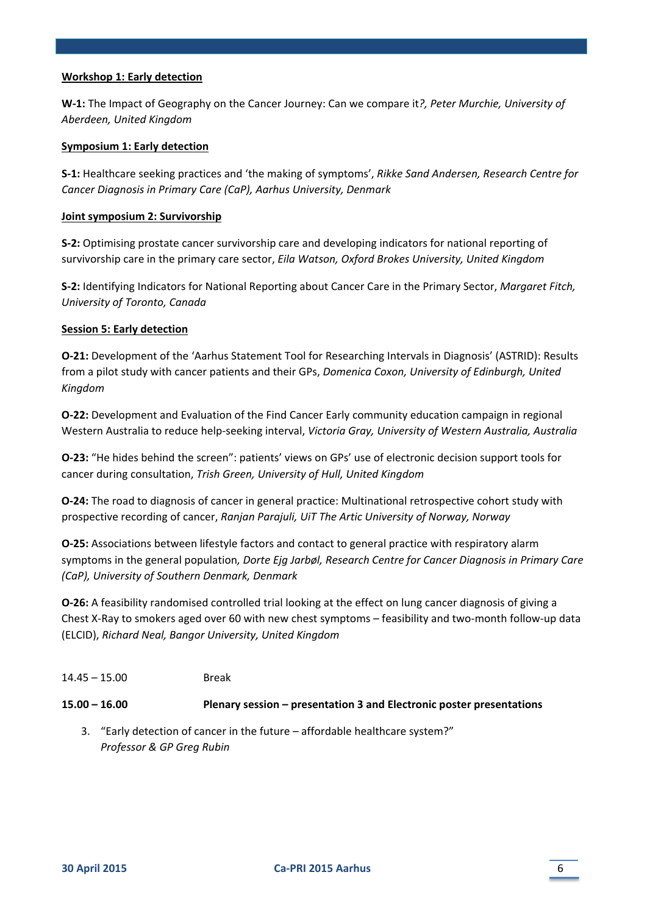**Workshop 1: Early detection**

**W-1:** The Impact of Geography on the Cancer Journey: Can we compare it*?, Peter Murchie, University of Aberdeen, United Kingdom*

**Symposium 1: Early detection**

**S-1:** Healthcare seeking practices and 'the making of symptoms', *Rikke Sand Andersen, Research Centre for Cancer Diagnosis in Primary Care (CaP), Aarhus University, Denmark*

**Joint symposium 2: Survivorship**

**S-2:** Optimising prostate cancer survivorship care and developing indicators for national reporting of survivorship care in the primary care sector, *Eila Watson, Oxford Brokes University, United Kingdom*

**S-2:** Identifying Indicators for National Reporting about Cancer Care in the Primary Sector, *Margaret Fitch, University of Toronto, Canada*

**Session 5: Early detection**

**O-21:** Development of the 'Aarhus Statement Tool for Researching Intervals in Diagnosis' (ASTRID): Results from a pilot study with cancer patients and their GPs, *Domenica Coxon, University of Edinburgh, United Kingdom*

**O-22:** Development and Evaluation of the Find Cancer Early community education campaign in regional Western Australia to reduce help-seeking interval, *Victoria Gray, University of Western Australia, Australia*

**O-23:** "He hides behind the screen": patients' views on GPs' use of electronic decision support tools for cancer during consultation, *Trish Green, University of Hull, United Kingdom*

**O-24:** The road to diagnosis of cancer in general practice: Multinational retrospective cohort study with prospective recording of cancer, *Ranjan Parajuli, UiT The Artic University of Norway, Norway*

**O-25:** Associations between lifestyle factors and contact to general practice with respiratory alarm symptoms in the general population*, Dorte Ejg Jarbøl, Research Centre for Cancer Diagnosis in Primary Care (CaP), University of Southern Denmark, Denmark*

**O-26:** A feasibility randomised controlled trial looking at the effect on lung cancer diagnosis of giving a Chest X-Ray to smokers aged over 60 with new chest symptoms – feasibility and two-month follow-up data (ELCID), *Richard Neal, Bangor University, United Kingdom*

14.45 – 15.00 Break

**15.00 – 16.00 Plenary session – presentation 3 and Electronic poster presentations**

3. "Early detection of cancer in the future – affordable healthcare system?"
   *Professor & GP Greg Rubin*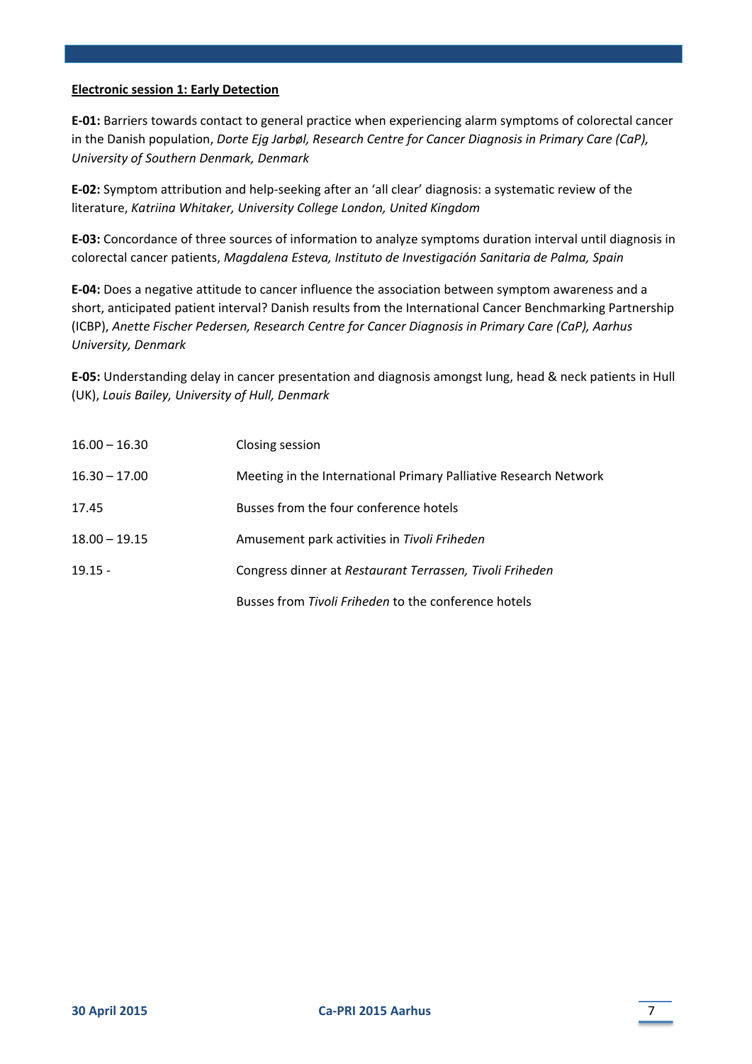**<u>Electronic session 1: Early Detection</u>**

**E-01:** Barriers towards contact to general practice when experiencing alarm symptoms of colorectal cancer in the Danish population, *Dorte Ejg Jarbøl, Research Centre for Cancer Diagnosis in Primary Care (CaP), University of Southern Denmark, Denmark*

**E-02:** Symptom attribution and help-seeking after an 'all clear' diagnosis: a systematic review of the literature, *Katriina Whitaker, University College London, United Kingdom*

**E-03:** Concordance of three sources of information to analyze symptoms duration interval until diagnosis in colorectal cancer patients, *Magdalena Esteva, Instituto de Investigación Sanitaria de Palma, Spain*

**E-04:** Does a negative attitude to cancer influence the association between symptom awareness and a short, anticipated patient interval? Danish results from the International Cancer Benchmarking Partnership (ICBP), *Anette Fischer Pedersen, Research Centre for Cancer Diagnosis in Primary Care (CaP), Aarhus University, Denmark*

**E-05:** Understanding delay in cancer presentation and diagnosis amongst lung, head & neck patients in Hull (UK), *Louis Bailey, University of Hull, Denmark*

| | |
|---|---|
| 16.00 – 16.30 | Closing session |
| 16.30 – 17.00 | Meeting in the International Primary Palliative Research Network |
| 17.45 | Busses from the four conference hotels |
| 18.00 – 19.15 | Amusement park activities in *Tivoli Friheden* |
| 19.15 - | Congress dinner at *Restaurant Terrassen, Tivoli Friheden* |
| | Busses from *Tivoli Friheden* to the conference hotels |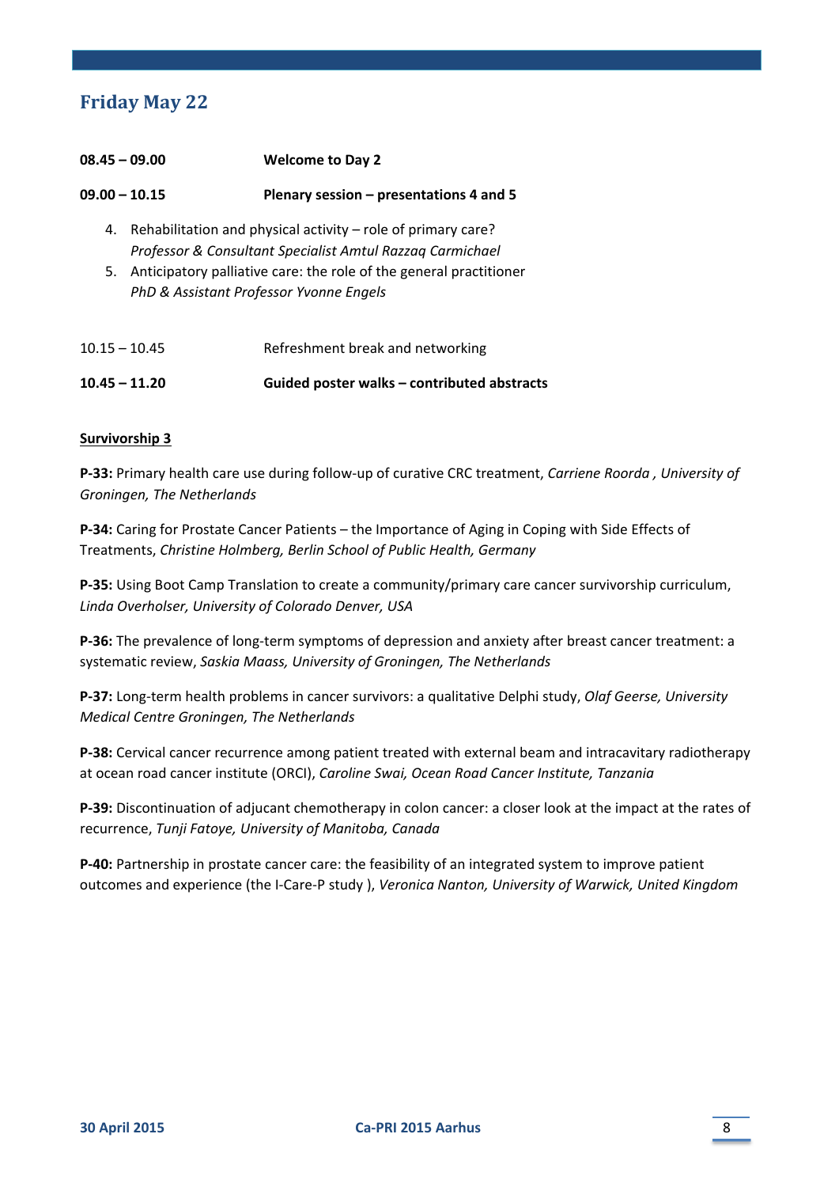## Friday May 22

**08.45 – 09.00** **Welcome to Day 2**

**09.00 – 10.15** **Plenary session – presentations 4 and 5**

4. Rehabilitation and physical activity – role of primary care?
   *Professor & Consultant Specialist Amtul Razzaq Carmichael*
5. Anticipatory palliative care: the role of the general practitioner
   *PhD & Assistant Professor Yvonne Engels*

10.15 – 10.45 Refreshment break and networking

**10.45 – 11.20** **Guided poster walks – contributed abstracts**

**<u>Survivorship 3</u>**

**P-33:** Primary health care use during follow-up of curative CRC treatment, *Carriene Roorda , University of Groningen, The Netherlands*

**P-34:** Caring for Prostate Cancer Patients – the Importance of Aging in Coping with Side Effects of Treatments, *Christine Holmberg, Berlin School of Public Health, Germany*

**P-35:** Using Boot Camp Translation to create a community/primary care cancer survivorship curriculum, *Linda Overholser, University of Colorado Denver, USA*

**P-36:** The prevalence of long-term symptoms of depression and anxiety after breast cancer treatment: a systematic review, *Saskia Maass, University of Groningen, The Netherlands*

**P-37:** Long-term health problems in cancer survivors: a qualitative Delphi study, *Olaf Geerse, University Medical Centre Groningen, The Netherlands*

**P-38:** Cervical cancer recurrence among patient treated with external beam and intracavitary radiotherapy at ocean road cancer institute (ORCI), *Caroline Swai, Ocean Road Cancer Institute, Tanzania*

**P-39:** Discontinuation of adjucant chemotherapy in colon cancer: a closer look at the impact at the rates of recurrence, *Tunji Fatoye, University of Manitoba, Canada*

**P-40:** Partnership in prostate cancer care: the feasibility of an integrated system to improve patient outcomes and experience (the I-Care-P study ), *Veronica Nanton, University of Warwick, United Kingdom*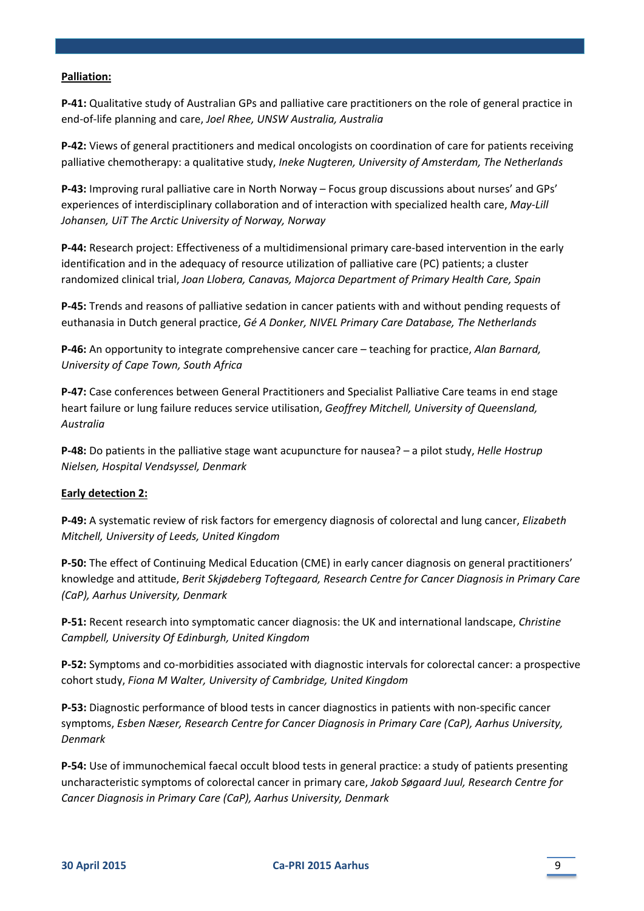**Palliation:**

**P-41:** Qualitative study of Australian GPs and palliative care practitioners on the role of general practice in end-of-life planning and care, *Joel Rhee, UNSW Australia, Australia*

**P-42:** Views of general practitioners and medical oncologists on coordination of care for patients receiving palliative chemotherapy: a qualitative study, *Ineke Nugteren, University of Amsterdam, The Netherlands*

**P-43:** Improving rural palliative care in North Norway – Focus group discussions about nurses' and GPs' experiences of interdisciplinary collaboration and of interaction with specialized health care, *May-Lill Johansen, UiT The Arctic University of Norway, Norway*

**P-44:** Research project: Effectiveness of a multidimensional primary care-based intervention in the early identification and in the adequacy of resource utilization of palliative care (PC) patients; a cluster randomized clinical trial, *Joan Llobera, Canavas, Majorca Department of Primary Health Care, Spain*

**P-45:** Trends and reasons of palliative sedation in cancer patients with and without pending requests of euthanasia in Dutch general practice, *Gé A Donker, NIVEL Primary Care Database, The Netherlands*

**P-46:** An opportunity to integrate comprehensive cancer care – teaching for practice, *Alan Barnard, University of Cape Town, South Africa*

**P-47:** Case conferences between General Practitioners and Specialist Palliative Care teams in end stage heart failure or lung failure reduces service utilisation, *Geoffrey Mitchell, University of Queensland, Australia*

**P-48:** Do patients in the palliative stage want acupuncture for nausea? – a pilot study, *Helle Hostrup Nielsen, Hospital Vendsyssel, Denmark*

**Early detection 2:**

**P-49:** A systematic review of risk factors for emergency diagnosis of colorectal and lung cancer, *Elizabeth Mitchell, University of Leeds, United Kingdom*

**P-50:** The effect of Continuing Medical Education (CME) in early cancer diagnosis on general practitioners' knowledge and attitude, *Berit Skjødeberg Toftegaard, Research Centre for Cancer Diagnosis in Primary Care (CaP), Aarhus University, Denmark*

**P-51:** Recent research into symptomatic cancer diagnosis: the UK and international landscape, *Christine Campbell, University Of Edinburgh, United Kingdom*

**P-52:** Symptoms and co-morbidities associated with diagnostic intervals for colorectal cancer: a prospective cohort study, *Fiona M Walter, University of Cambridge, United Kingdom*

**P-53:** Diagnostic performance of blood tests in cancer diagnostics in patients with non-specific cancer symptoms, *Esben Næser, Research Centre for Cancer Diagnosis in Primary Care (CaP), Aarhus University, Denmark*

**P-54:** Use of immunochemical faecal occult blood tests in general practice: a study of patients presenting uncharacteristic symptoms of colorectal cancer in primary care, *Jakob Søgaard Juul, Research Centre for Cancer Diagnosis in Primary Care (CaP), Aarhus University, Denmark*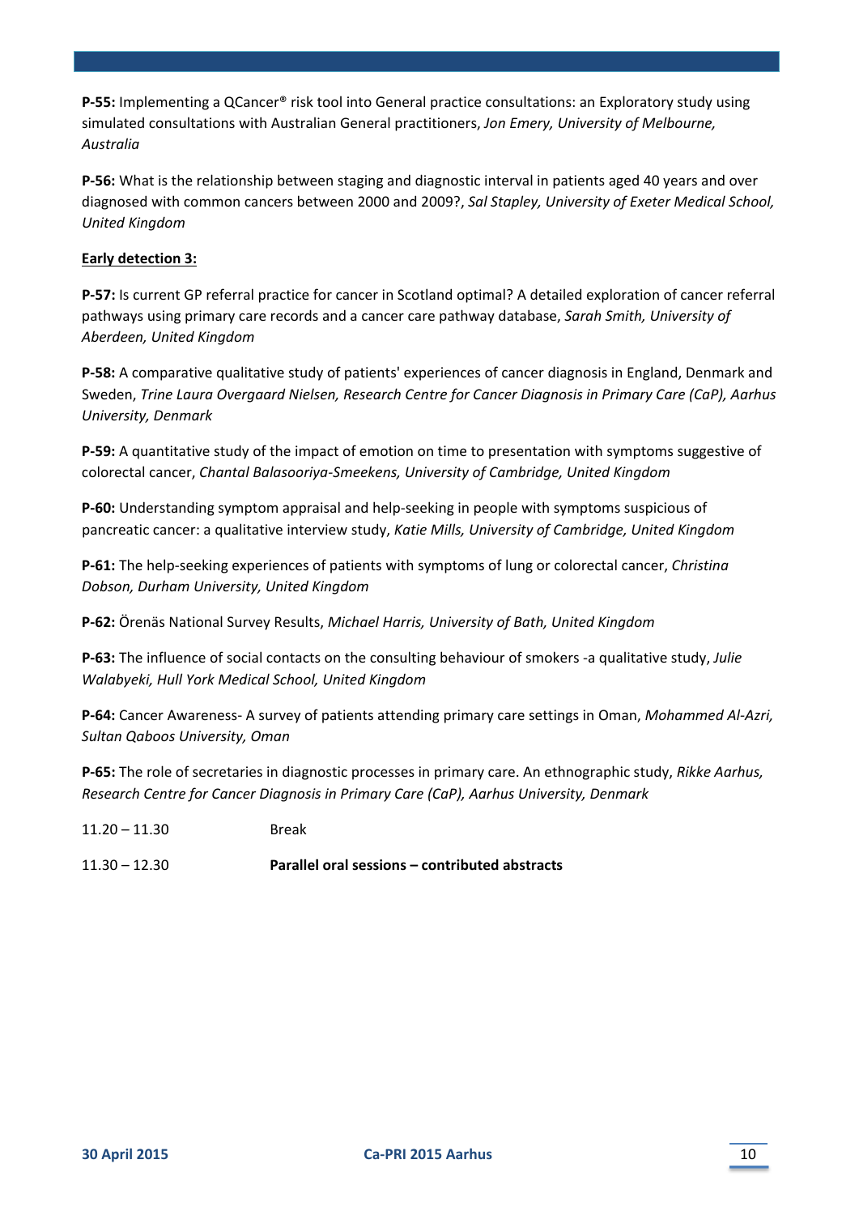**P-55:** Implementing a QCancer® risk tool into General practice consultations: an Exploratory study using simulated consultations with Australian General practitioners, *Jon Emery, University of Melbourne, Australia*

**P-56:** What is the relationship between staging and diagnostic interval in patients aged 40 years and over diagnosed with common cancers between 2000 and 2009?, *Sal Stapley, University of Exeter Medical School, United Kingdom*

**Early detection 3:**

**P-57:** Is current GP referral practice for cancer in Scotland optimal? A detailed exploration of cancer referral pathways using primary care records and a cancer care pathway database, *Sarah Smith, University of Aberdeen, United Kingdom*

**P-58:** A comparative qualitative study of patients' experiences of cancer diagnosis in England, Denmark and Sweden, *Trine Laura Overgaard Nielsen, Research Centre for Cancer Diagnosis in Primary Care (CaP), Aarhus University, Denmark*

**P-59:** A quantitative study of the impact of emotion on time to presentation with symptoms suggestive of colorectal cancer, *Chantal Balasooriya-Smeekens, University of Cambridge, United Kingdom*

**P-60:** Understanding symptom appraisal and help-seeking in people with symptoms suspicious of pancreatic cancer: a qualitative interview study, *Katie Mills, University of Cambridge, United Kingdom*

**P-61:** The help-seeking experiences of patients with symptoms of lung or colorectal cancer, *Christina Dobson, Durham University, United Kingdom*

**P-62:** Örenäs National Survey Results, *Michael Harris, University of Bath, United Kingdom*

**P-63:** The influence of social contacts on the consulting behaviour of smokers -a qualitative study, *Julie Walabyeki, Hull York Medical School, United Kingdom*

**P-64:** Cancer Awareness- A survey of patients attending primary care settings in Oman, *Mohammed Al-Azri, Sultan Qaboos University, Oman*

**P-65:** The role of secretaries in diagnostic processes in primary care. An ethnographic study, *Rikke Aarhus, Research Centre for Cancer Diagnosis in Primary Care (CaP), Aarhus University, Denmark*

11.20 – 11.30 Break

11.30 – 12.30 **Parallel oral sessions – contributed abstracts**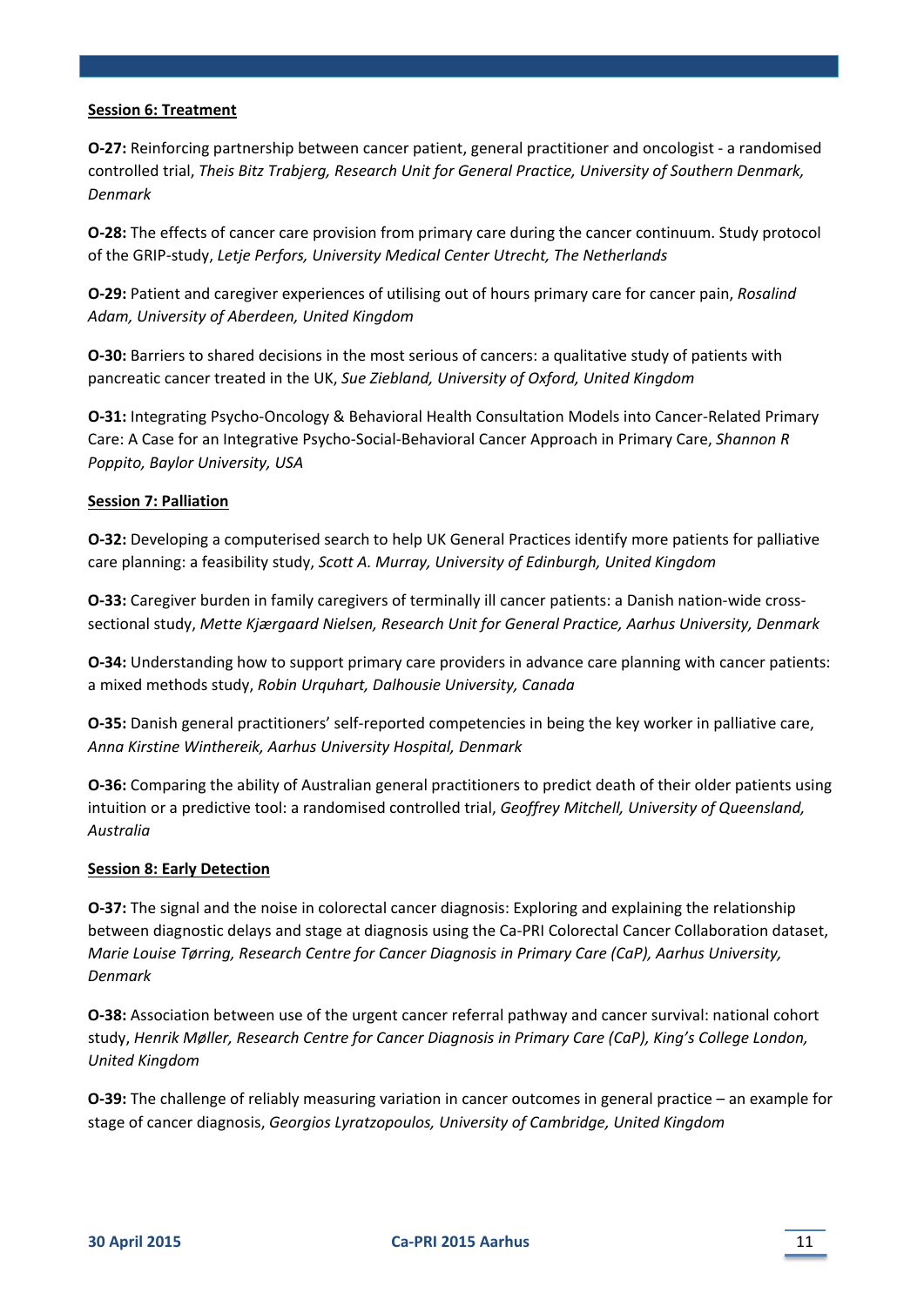**Session 6: Treatment**

**O-27:** Reinforcing partnership between cancer patient, general practitioner and oncologist - a randomised controlled trial, *Theis Bitz Trabjerg, Research Unit for General Practice, University of Southern Denmark, Denmark*

**O-28:** The effects of cancer care provision from primary care during the cancer continuum. Study protocol of the GRIP-study, *Letje Perfors, University Medical Center Utrecht, The Netherlands*

**O-29:** Patient and caregiver experiences of utilising out of hours primary care for cancer pain, *Rosalind Adam, University of Aberdeen, United Kingdom*

**O-30:** Barriers to shared decisions in the most serious of cancers: a qualitative study of patients with pancreatic cancer treated in the UK, *Sue Ziebland, University of Oxford, United Kingdom*

**O-31:** Integrating Psycho-Oncology & Behavioral Health Consultation Models into Cancer-Related Primary Care: A Case for an Integrative Psycho-Social-Behavioral Cancer Approach in Primary Care, *Shannon R Poppito, Baylor University, USA*

**Session 7: Palliation**

**O-32:** Developing a computerised search to help UK General Practices identify more patients for palliative care planning: a feasibility study, *Scott A. Murray, University of Edinburgh, United Kingdom*

**O-33:** Caregiver burden in family caregivers of terminally ill cancer patients: a Danish nation-wide cross-sectional study, *Mette Kjærgaard Nielsen, Research Unit for General Practice, Aarhus University, Denmark*

**O-34:** Understanding how to support primary care providers in advance care planning with cancer patients: a mixed methods study, *Robin Urquhart, Dalhousie University, Canada*

**O-35:** Danish general practitioners' self-reported competencies in being the key worker in palliative care, *Anna Kirstine Winthereik, Aarhus University Hospital, Denmark*

**O-36:** Comparing the ability of Australian general practitioners to predict death of their older patients using intuition or a predictive tool: a randomised controlled trial, *Geoffrey Mitchell, University of Queensland, Australia*

**Session 8: Early Detection**

**O-37:** The signal and the noise in colorectal cancer diagnosis: Exploring and explaining the relationship between diagnostic delays and stage at diagnosis using the Ca-PRI Colorectal Cancer Collaboration dataset, *Marie Louise Tørring, Research Centre for Cancer Diagnosis in Primary Care (CaP), Aarhus University, Denmark*

**O-38:** Association between use of the urgent cancer referral pathway and cancer survival: national cohort study, *Henrik Møller, Research Centre for Cancer Diagnosis in Primary Care (CaP), King's College London, United Kingdom*

**O-39:** The challenge of reliably measuring variation in cancer outcomes in general practice – an example for stage of cancer diagnosis, *Georgios Lyratzopoulos, University of Cambridge, United Kingdom*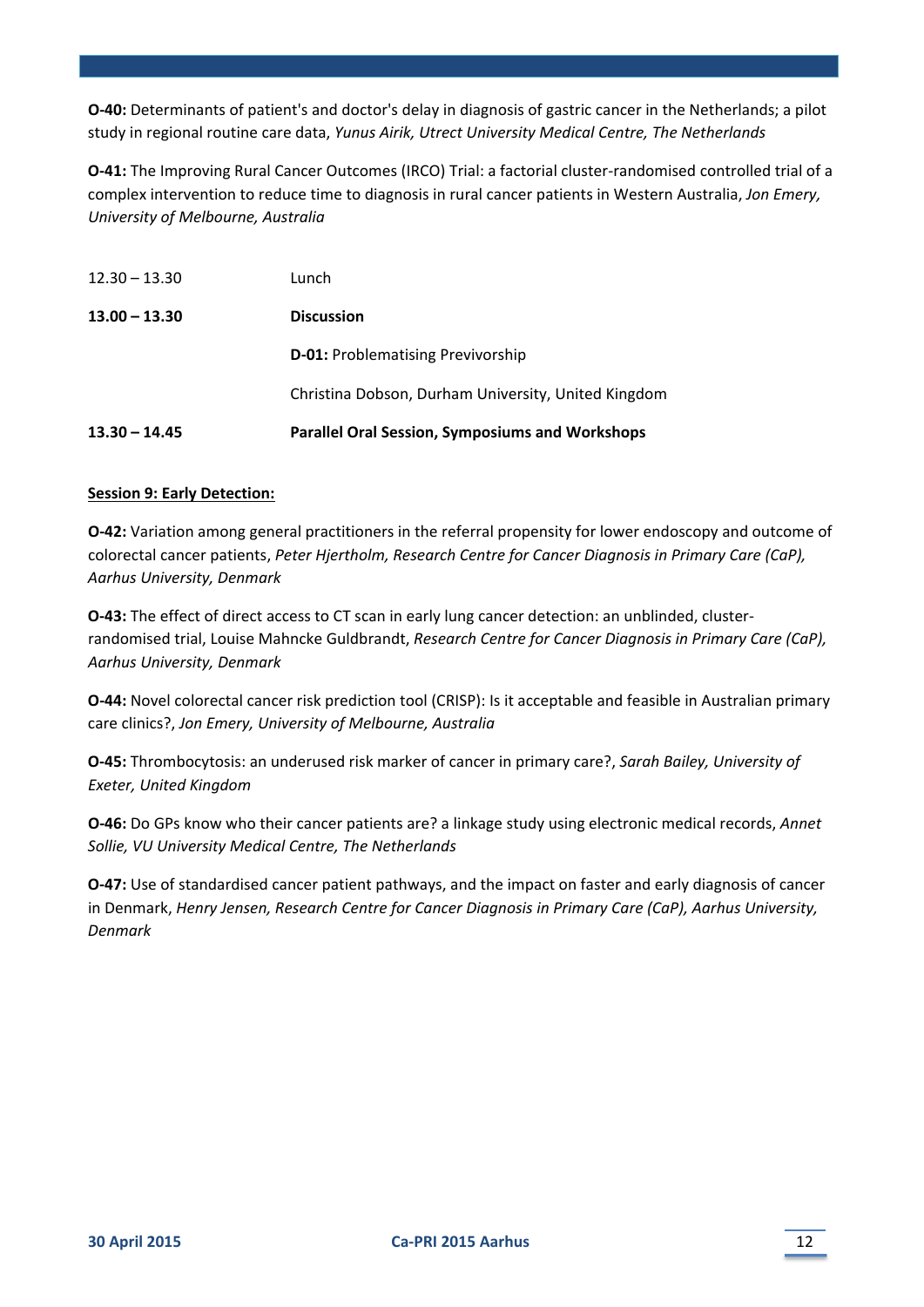**O-40:** Determinants of patient's and doctor's delay in diagnosis of gastric cancer in the Netherlands; a pilot study in regional routine care data, *Yunus Airik, Utrect University Medical Centre, The Netherlands*

**O-41:** The Improving Rural Cancer Outcomes (IRCO) Trial: a factorial cluster-randomised controlled trial of a complex intervention to reduce time to diagnosis in rural cancer patients in Western Australia, *Jon Emery, University of Melbourne, Australia*

| | |
|---|---|
| 12.30 – 13.30 | Lunch |
| **13.00 – 13.30** | **Discussion** |
| | **D-01:** Problematising Previvorship |
| | Christina Dobson, Durham University, United Kingdom |
| **13.30 – 14.45** | **Parallel Oral Session, Symposiums and Workshops** |

**Session 9: Early Detection:**

**O-42:** Variation among general practitioners in the referral propensity for lower endoscopy and outcome of colorectal cancer patients, *Peter Hjertholm, Research Centre for Cancer Diagnosis in Primary Care (CaP), Aarhus University, Denmark*

**O-43:** The effect of direct access to CT scan in early lung cancer detection: an unblinded, cluster-randomised trial, Louise Mahncke Guldbrandt, *Research Centre for Cancer Diagnosis in Primary Care (CaP), Aarhus University, Denmark*

**O-44:** Novel colorectal cancer risk prediction tool (CRISP): Is it acceptable and feasible in Australian primary care clinics?, *Jon Emery, University of Melbourne, Australia*

**O-45:** Thrombocytosis: an underused risk marker of cancer in primary care?, *Sarah Bailey, University of Exeter, United Kingdom*

**O-46:** Do GPs know who their cancer patients are? a linkage study using electronic medical records, *Annet Sollie, VU University Medical Centre, The Netherlands*

**O-47:** Use of standardised cancer patient pathways, and the impact on faster and early diagnosis of cancer in Denmark, *Henry Jensen, Research Centre for Cancer Diagnosis in Primary Care (CaP), Aarhus University, Denmark*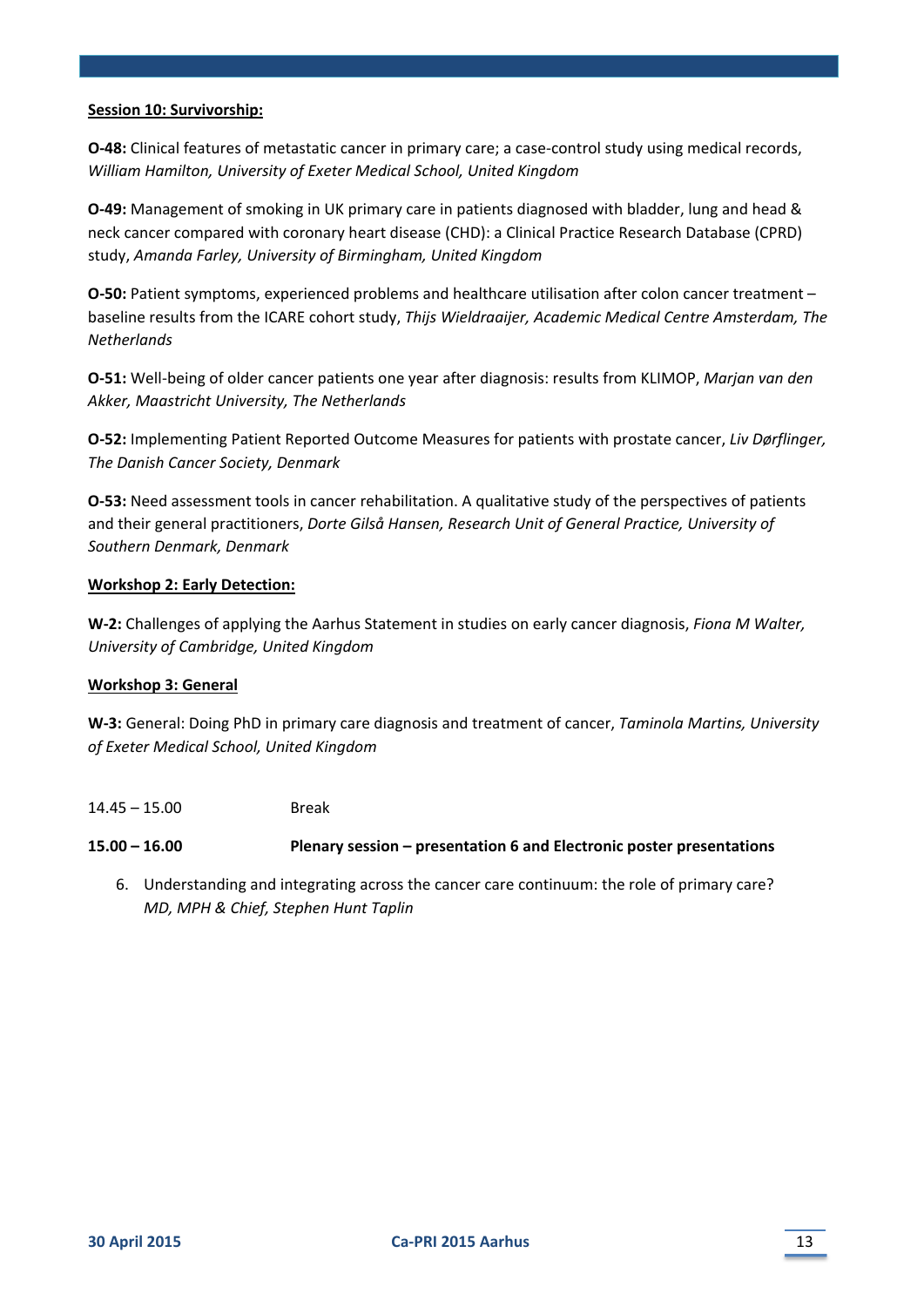**Session 10: Survivorship:**

**O-48:** Clinical features of metastatic cancer in primary care; a case-control study using medical records, *William Hamilton, University of Exeter Medical School, United Kingdom*

**O-49:** Management of smoking in UK primary care in patients diagnosed with bladder, lung and head & neck cancer compared with coronary heart disease (CHD): a Clinical Practice Research Database (CPRD) study, *Amanda Farley, University of Birmingham, United Kingdom*

**O-50:** Patient symptoms, experienced problems and healthcare utilisation after colon cancer treatment – baseline results from the ICARE cohort study, *Thijs Wieldraaijer, Academic Medical Centre Amsterdam, The Netherlands*

**O-51:** Well-being of older cancer patients one year after diagnosis: results from KLIMOP, *Marjan van den Akker, Maastricht University, The Netherlands*

**O-52:** Implementing Patient Reported Outcome Measures for patients with prostate cancer, *Liv Dørflinger, The Danish Cancer Society, Denmark*

**O-53:** Need assessment tools in cancer rehabilitation. A qualitative study of the perspectives of patients and their general practitioners, *Dorte Gilså Hansen, Research Unit of General Practice, University of Southern Denmark, Denmark*

**Workshop 2: Early Detection:**

**W-2:** Challenges of applying the Aarhus Statement in studies on early cancer diagnosis, *Fiona M Walter, University of Cambridge, United Kingdom*

**Workshop 3: General**

**W-3:** General: Doing PhD in primary care diagnosis and treatment of cancer, *Taminola Martins, University of Exeter Medical School, United Kingdom*

14.45 – 15.00 Break

**15.00 – 16.00 Plenary session – presentation 6 and Electronic poster presentations**

6. Understanding and integrating across the cancer care continuum: the role of primary care? *MD, MPH & Chief, Stephen Hunt Taplin*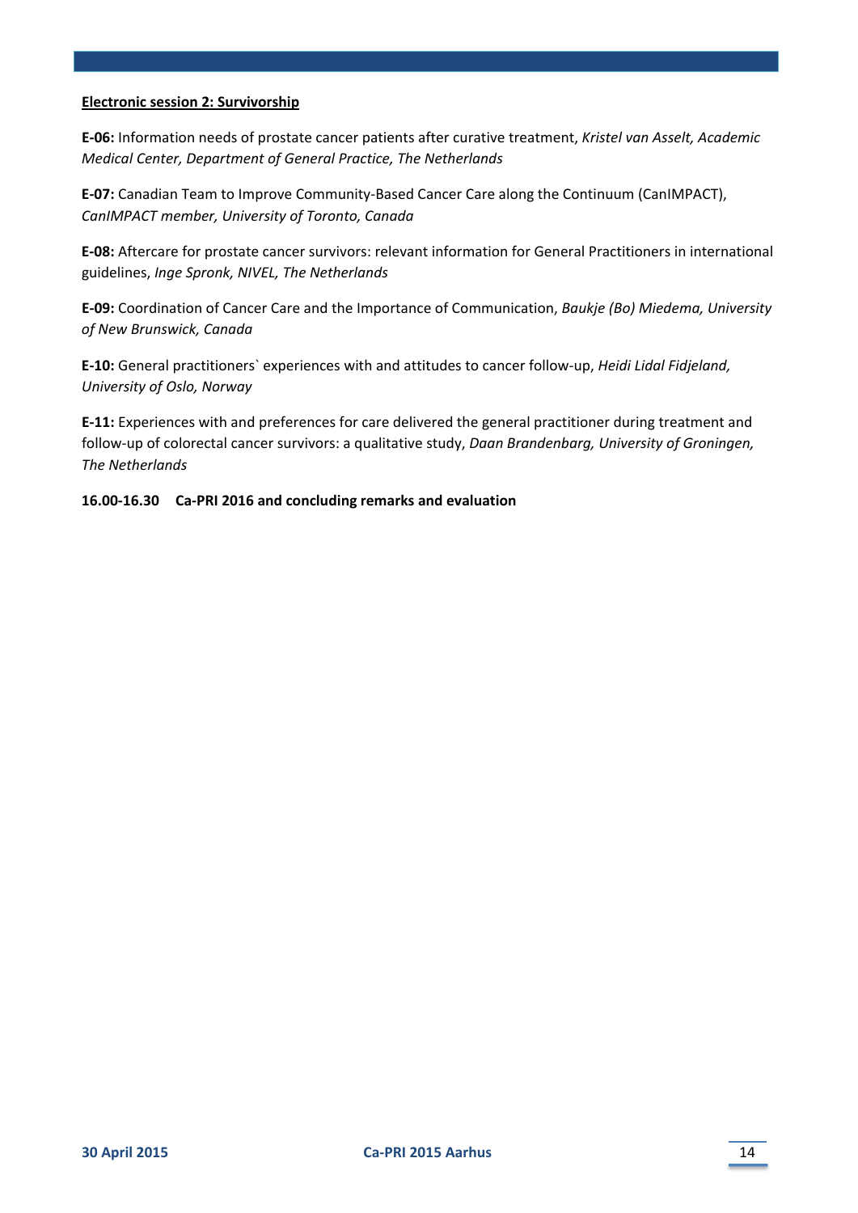**Electronic session 2: Survivorship**

**E-06:** Information needs of prostate cancer patients after curative treatment, *Kristel van Asselt, Academic Medical Center, Department of General Practice, The Netherlands*

**E-07:** Canadian Team to Improve Community-Based Cancer Care along the Continuum (CanIMPACT), *CanIMPACT member, University of Toronto, Canada*

**E-08:** Aftercare for prostate cancer survivors: relevant information for General Practitioners in international guidelines, *Inge Spronk, NIVEL, The Netherlands*

**E-09:** Coordination of Cancer Care and the Importance of Communication, *Baukje (Bo) Miedema, University of New Brunswick, Canada*

**E-10:** General practitioners` experiences with and attitudes to cancer follow-up, *Heidi Lidal Fidjeland, University of Oslo, Norway*

**E-11:** Experiences with and preferences for care delivered the general practitioner during treatment and follow-up of colorectal cancer survivors: a qualitative study, *Daan Brandenbarg, University of Groningen, The Netherlands*

**16.00-16.30 Ca-PRI 2016 and concluding remarks and evaluation**